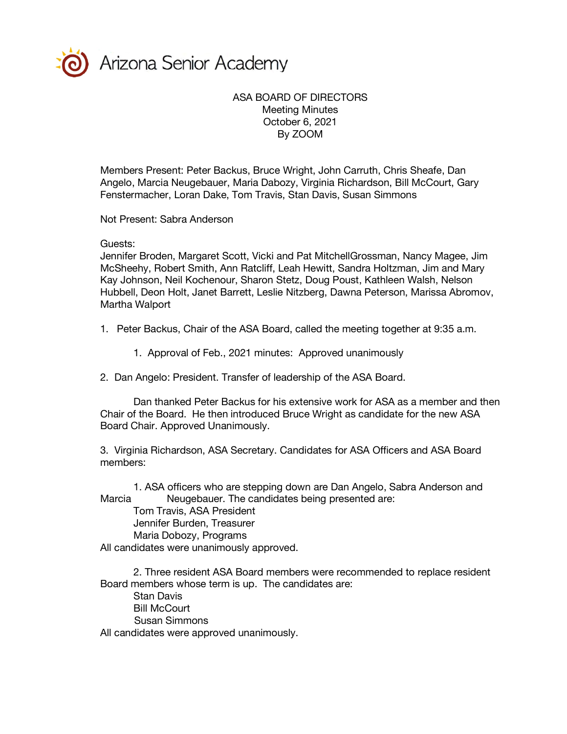Arizona Senior Academy

ASA BOARD OF DIRECTORS
Meeting Minutes
October 6, 2021
By ZOOM

Members Present: Peter Backus, Bruce Wright, John Carruth, Chris Sheafe, Dan Angelo, Marcia Neugebauer, Maria Dabozy, Virginia Richardson, Bill McCourt, Gary Fenstermacher, Loran Dake, Tom Travis, Stan Davis, Susan Simmons

Not Present: Sabra Anderson

Guests:
Jennifer Broden, Margaret Scott, Vicki and Pat MitchellGrossman, Nancy Magee, Jim McSheehy, Robert Smith, Ann Ratcliff, Leah Hewitt, Sandra Holtzman, Jim and Mary Kay Johnson, Neil Kochenour, Sharon Stetz, Doug Poust, Kathleen Walsh, Nelson Hubbell, Deon Holt, Janet Barrett, Leslie Nitzberg, Dawna Peterson, Marissa Abromov, Martha Walport

1. Peter Backus, Chair of the ASA Board, called the meeting together at 9:35 a.m.

   1. Approval of Feb., 2021 minutes: Approved unanimously

2. Dan Angelo: President. Transfer of leadership of the ASA Board.

   Dan thanked Peter Backus for his extensive work for ASA as a member and then Chair of the Board. He then introduced Bruce Wright as candidate for the new ASA Board Chair. Approved Unanimously.

3. Virginia Richardson, ASA Secretary. Candidates for ASA Officers and ASA Board members:

   1. ASA officers who are stepping down are Dan Angelo, Sabra Anderson and Marcia Neugebauer. The candidates being presented are:
      Tom Travis, ASA President
      Jennifer Burden, Treasurer
      Maria Dobozy, Programs

   All candidates were unanimously approved.

   2. Three resident ASA Board members were recommended to replace resident Board members whose term is up. The candidates are:
      Stan Davis
      Bill McCourt
      Susan Simmons

   All candidates were approved unanimously.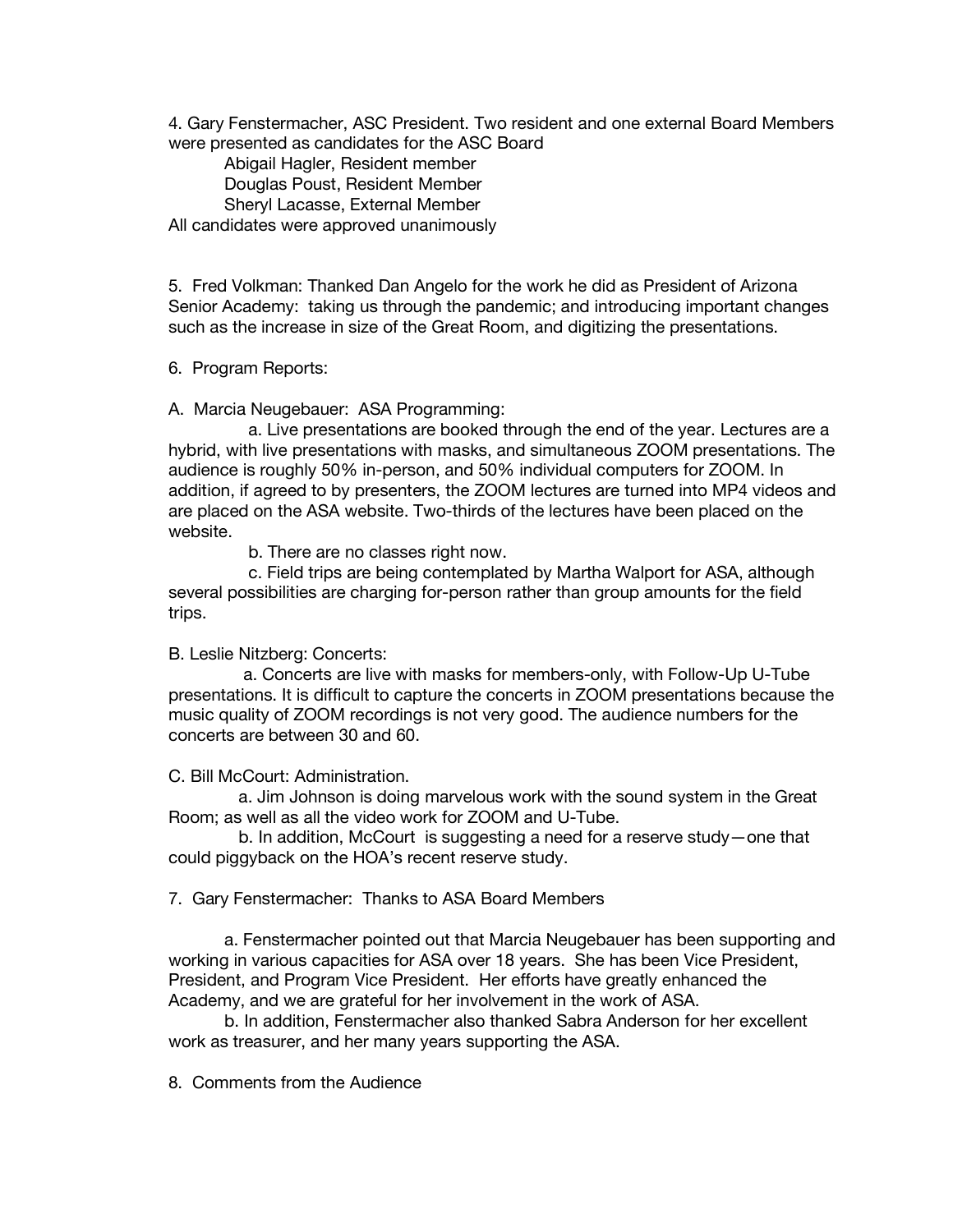4. Gary Fenstermacher, ASC President. Two resident and one external Board Members were presented as candidates for the ASC Board

Abigail Hagler, Resident member
Douglas Poust, Resident Member
Sheryl Lacasse, External Member

All candidates were approved unanimously

5. Fred Volkman: Thanked Dan Angelo for the work he did as President of Arizona Senior Academy: taking us through the pandemic; and introducing important changes such as the increase in size of the Great Room, and digitizing the presentations.

6. Program Reports:

A. Marcia Neugebauer: ASA Programming:

a. Live presentations are booked through the end of the year. Lectures are a hybrid, with live presentations with masks, and simultaneous ZOOM presentations. The audience is roughly 50% in-person, and 50% individual computers for ZOOM. In addition, if agreed to by presenters, the ZOOM lectures are turned into MP4 videos and are placed on the ASA website. Two-thirds of the lectures have been placed on the website.

b. There are no classes right now.

c. Field trips are being contemplated by Martha Walport for ASA, although several possibilities are charging for-person rather than group amounts for the field trips.

B. Leslie Nitzberg: Concerts:

a. Concerts are live with masks for members-only, with Follow-Up U-Tube presentations. It is difficult to capture the concerts in ZOOM presentations because the music quality of ZOOM recordings is not very good. The audience numbers for the concerts are between 30 and 60.

C. Bill McCourt: Administration.

a. Jim Johnson is doing marvelous work with the sound system in the Great Room; as well as all the video work for ZOOM and U-Tube.

b. In addition, McCourt is suggesting a need for a reserve study—one that could piggyback on the HOA's recent reserve study.

7. Gary Fenstermacher: Thanks to ASA Board Members

a. Fenstermacher pointed out that Marcia Neugebauer has been supporting and working in various capacities for ASA over 18 years. She has been Vice President, President, and Program Vice President. Her efforts have greatly enhanced the Academy, and we are grateful for her involvement in the work of ASA.

b. In addition, Fenstermacher also thanked Sabra Anderson for her excellent work as treasurer, and her many years supporting the ASA.

8. Comments from the Audience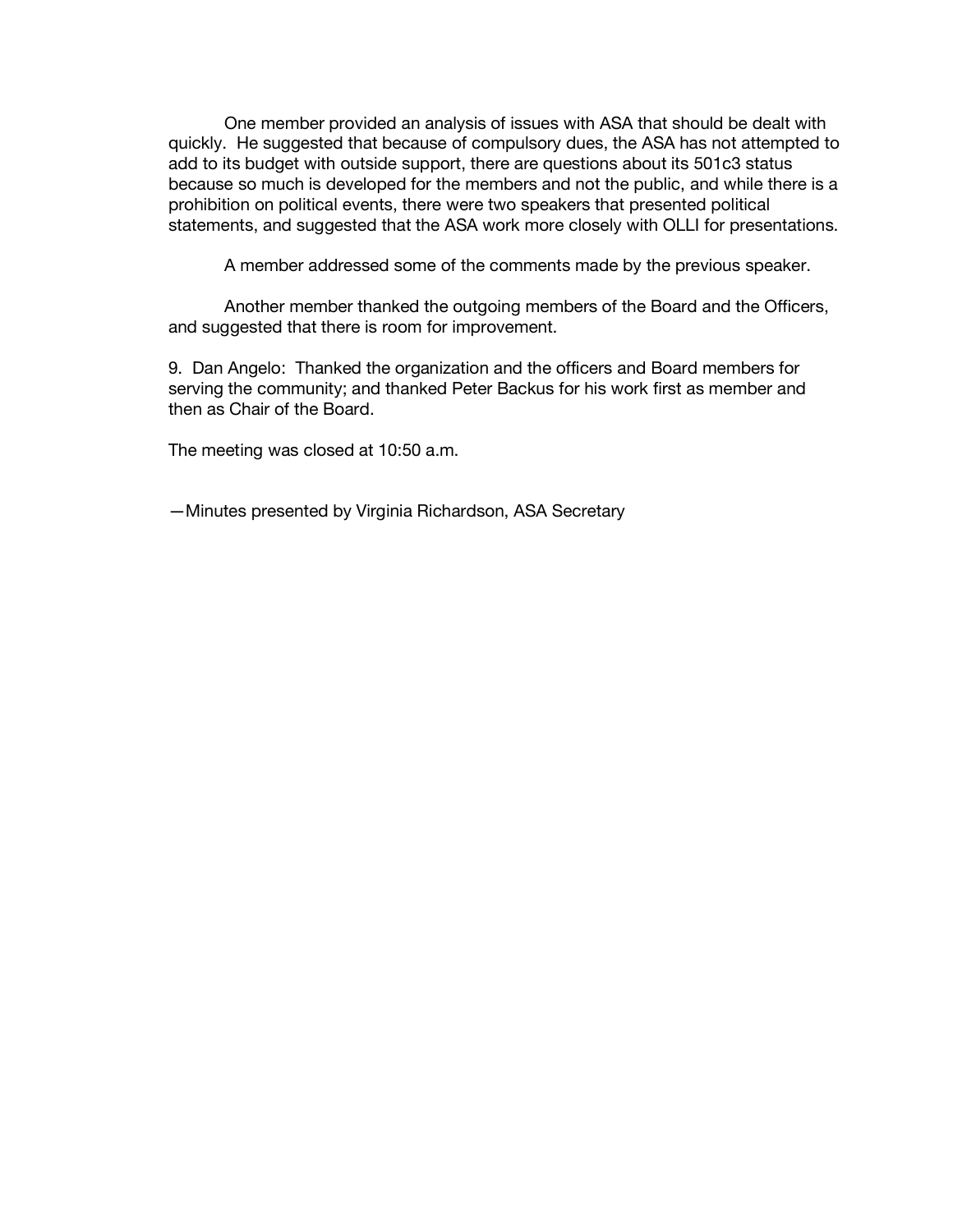One member provided an analysis of issues with ASA that should be dealt with quickly. He suggested that because of compulsory dues, the ASA has not attempted to add to its budget with outside support, there are questions about its 501c3 status because so much is developed for the members and not the public, and while there is a prohibition on political events, there were two speakers that presented political statements, and suggested that the ASA work more closely with OLLI for presentations.

A member addressed some of the comments made by the previous speaker.

Another member thanked the outgoing members of the Board and the Officers, and suggested that there is room for improvement.

9. Dan Angelo: Thanked the organization and the officers and Board members for serving the community; and thanked Peter Backus for his work first as member and then as Chair of the Board.

The meeting was closed at 10:50 a.m.

—Minutes presented by Virginia Richardson, ASA Secretary